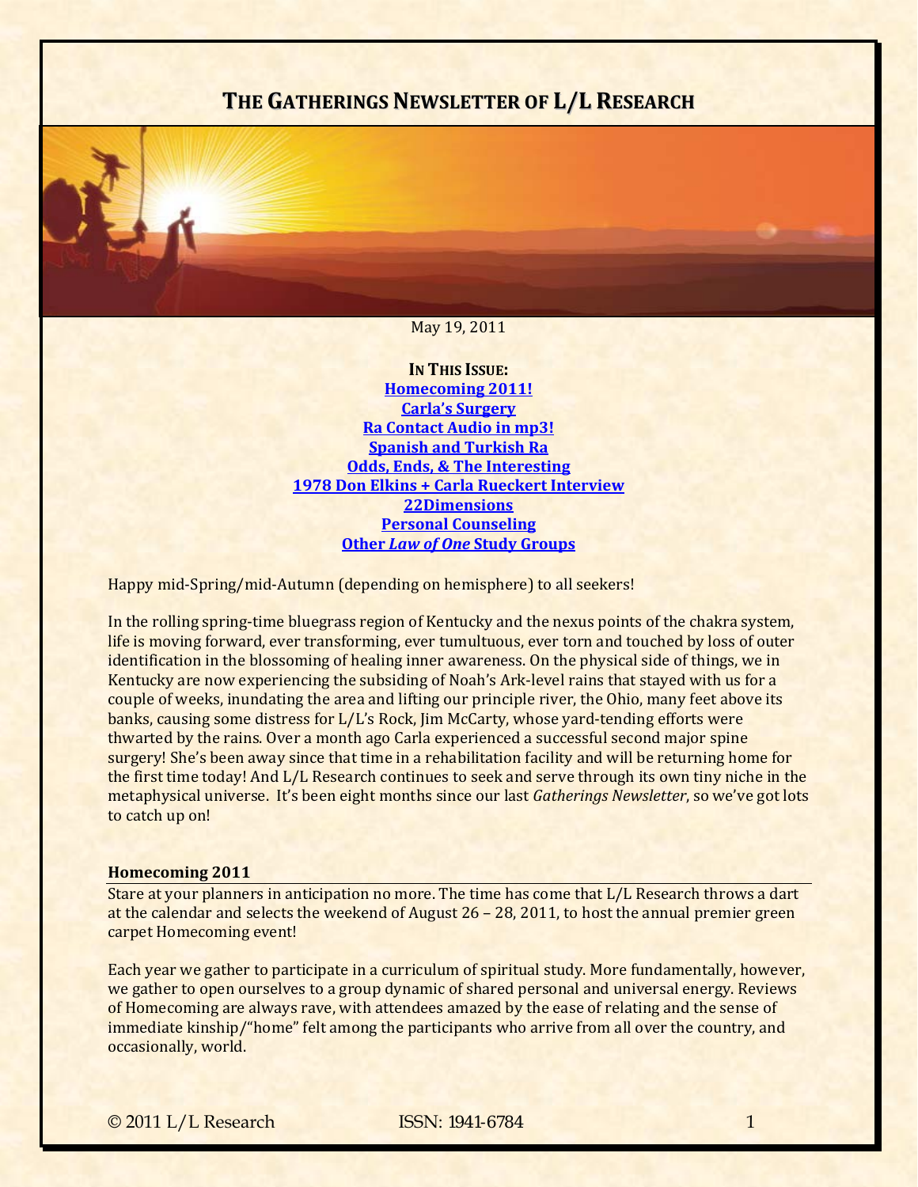# THE GATHERINGS NEWSLETTER OF L/L RESEARCH

May 19, 2011

**IN THIS ISSUE:**

**Homecoming 2011!**
**Carla's Surgery**
**Ra Contact Audio in mp3!**
**Spanish and Turkish Ra**
**Odds, Ends, & The Interesting**
**1978 Don Elkins + Carla Rueckert Interview**
**22Dimensions**
**Personal Counseling**
**Other *Law of One* Study Groups**

Happy mid-Spring/mid-Autumn (depending on hemisphere) to all seekers!

In the rolling spring-time bluegrass region of Kentucky and the nexus points of the chakra system, life is moving forward, ever transforming, ever tumultuous, ever torn and touched by loss of outer identification in the blossoming of healing inner awareness. On the physical side of things, we in Kentucky are now experiencing the subsiding of Noah's Ark-level rains that stayed with us for a couple of weeks, inundating the area and lifting our principle river, the Ohio, many feet above its banks, causing some distress for L/L's Rock, Jim McCarty, whose yard-tending efforts were thwarted by the rains. Over a month ago Carla experienced a successful second major spine surgery! She's been away since that time in a rehabilitation facility and will be returning home for the first time today! And L/L Research continues to seek and serve through its own tiny niche in the metaphysical universe. It's been eight months since our last *Gatherings Newsletter*, so we've got lots to catch up on!

## Homecoming 2011

Stare at your planners in anticipation no more. The time has come that L/L Research throws a dart at the calendar and selects the weekend of August 26 – 28, 2011, to host the annual premier green carpet Homecoming event!

Each year we gather to participate in a curriculum of spiritual study. More fundamentally, however, we gather to open ourselves to a group dynamic of shared personal and universal energy. Reviews of Homecoming are always rave, with attendees amazed by the ease of relating and the sense of immediate kinship/"home" felt among the participants who arrive from all over the country, and occasionally, world.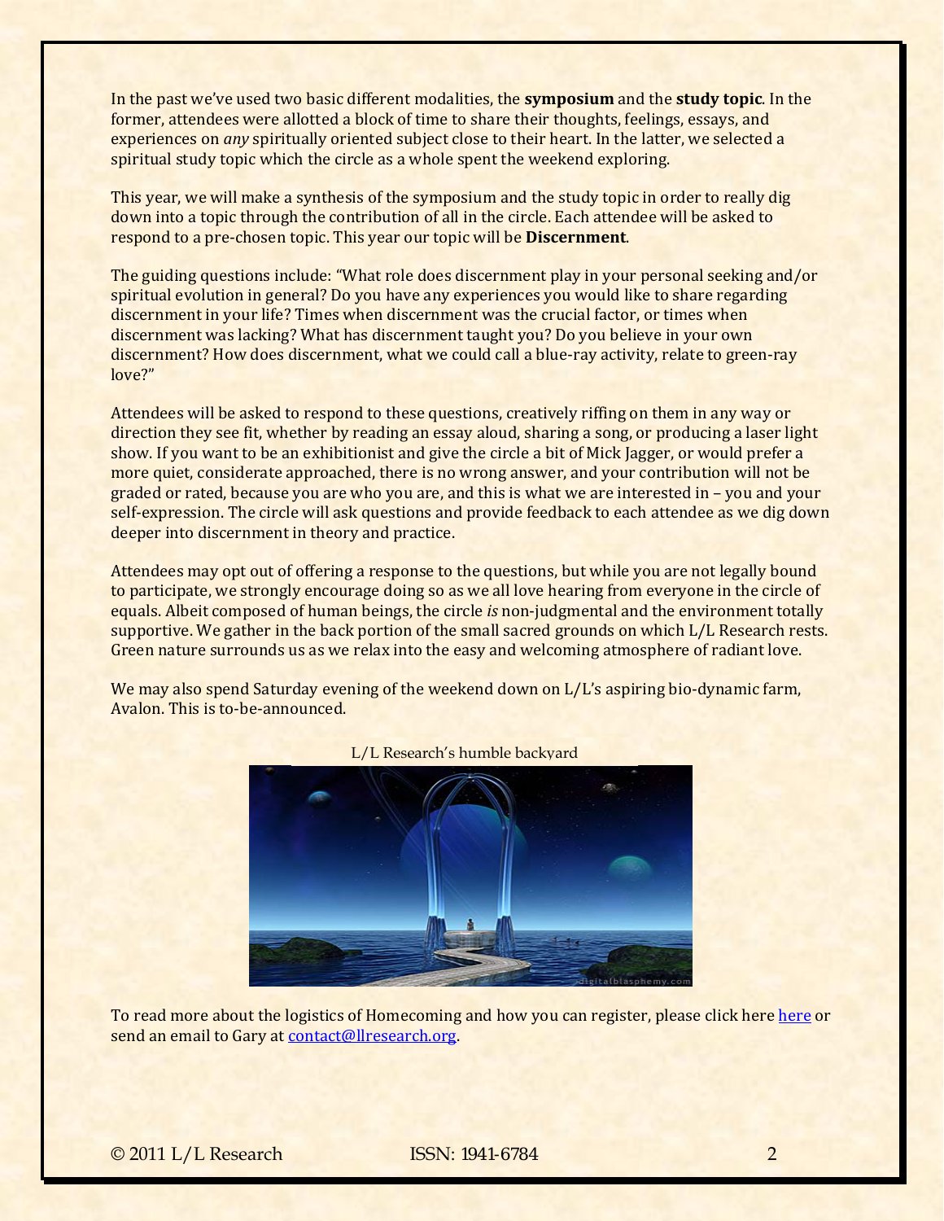In the past we've used two basic different modalities, the **symposium** and the **study topic**. In the former, attendees were allotted a block of time to share their thoughts, feelings, essays, and experiences on *any* spiritually oriented subject close to their heart. In the latter, we selected a spiritual study topic which the circle as a whole spent the weekend exploring.

This year, we will make a synthesis of the symposium and the study topic in order to really dig down into a topic through the contribution of all in the circle. Each attendee will be asked to respond to a pre-chosen topic. This year our topic will be **Discernment**.

The guiding questions include: "What role does discernment play in your personal seeking and/or spiritual evolution in general? Do you have any experiences you would like to share regarding discernment in your life? Times when discernment was the crucial factor, or times when discernment was lacking? What has discernment taught you? Do you believe in your own discernment? How does discernment, what we could call a blue-ray activity, relate to green-ray love?"

Attendees will be asked to respond to these questions, creatively riffing on them in any way or direction they see fit, whether by reading an essay aloud, sharing a song, or producing a laser light show. If you want to be an exhibitionist and give the circle a bit of Mick Jagger, or would prefer a more quiet, considerate approached, there is no wrong answer, and your contribution will not be graded or rated, because you are who you are, and this is what we are interested in – you and your self-expression. The circle will ask questions and provide feedback to each attendee as we dig down deeper into discernment in theory and practice.

Attendees may opt out of offering a response to the questions, but while you are not legally bound to participate, we strongly encourage doing so as we all love hearing from everyone in the circle of equals. Albeit composed of human beings, the circle *is* non-judgmental and the environment totally supportive. We gather in the back portion of the small sacred grounds on which L/L Research rests. Green nature surrounds us as we relax into the easy and welcoming atmosphere of radiant love.

We may also spend Saturday evening of the weekend down on L/L's aspiring bio-dynamic farm, Avalon. This is to-be-announced.

L/L Research's humble backyard

To read more about the logistics of Homecoming and how you can register, please click here [here](here) or send an email to Gary at [contact@llresearch.org](mailto:contact@llresearch.org).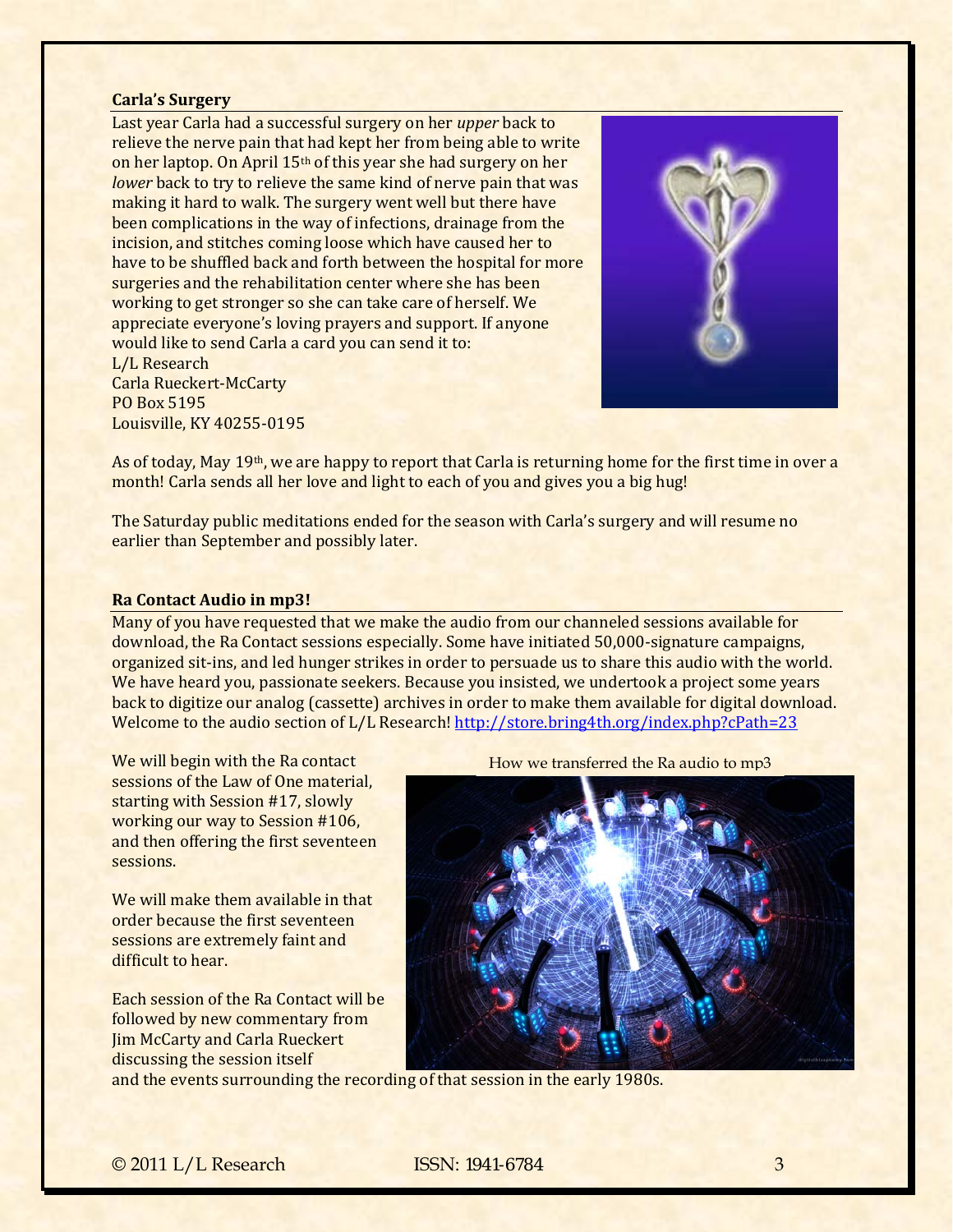### Carla's Surgery

Last year Carla had a successful surgery on her *upper* back to relieve the nerve pain that had kept her from being able to write on her laptop. On April 15th of this year she had surgery on her *lower* back to try to relieve the same kind of nerve pain that was making it hard to walk. The surgery went well but there have been complications in the way of infections, drainage from the incision, and stitches coming loose which have caused her to have to be shuffled back and forth between the hospital for more surgeries and the rehabilitation center where she has been working to get stronger so she can take care of herself. We appreciate everyone's loving prayers and support. If anyone would like to send Carla a card you can send it to:

L/L Research
Carla Rueckert-McCarty
PO Box 5195
Louisville, KY 40255-0195

As of today, May 19th, we are happy to report that Carla is returning home for the first time in over a month! Carla sends all her love and light to each of you and gives you a big hug!

The Saturday public meditations ended for the season with Carla's surgery and will resume no earlier than September and possibly later.

### Ra Contact Audio in mp3!

Many of you have requested that we make the audio from our channeled sessions available for download, the Ra Contact sessions especially. Some have initiated 50,000-signature campaigns, organized sit-ins, and led hunger strikes in order to persuade us to share this audio with the world. We have heard you, passionate seekers. Because you insisted, we undertook a project some years back to digitize our analog (cassette) archives in order to make them available for digital download. Welcome to the audio section of L/L Research! http://store.bring4th.org/index.php?cPath=23

We will begin with the Ra contact sessions of the Law of One material, starting with Session #17, slowly working our way to Session #106, and then offering the first seventeen sessions.

We will make them available in that order because the first seventeen sessions are extremely faint and difficult to hear.

Each session of the Ra Contact will be followed by new commentary from Jim McCarty and Carla Rueckert discussing the session itself and the events surrounding the recording of that session in the early 1980s.

How we transferred the Ra audio to mp3

© 2011 L/L Research ISSN: 1941-6784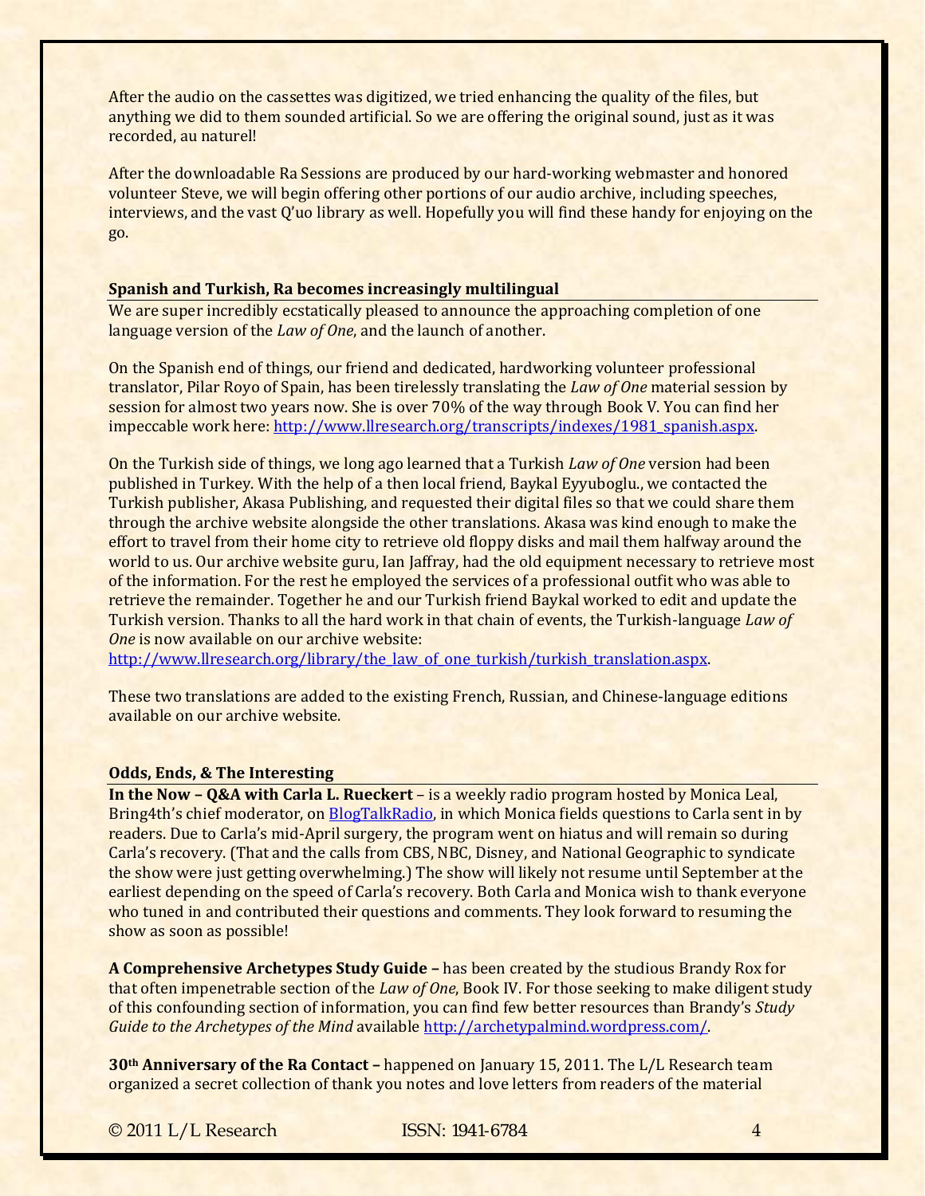After the audio on the cassettes was digitized, we tried enhancing the quality of the files, but anything we did to them sounded artificial. So we are offering the original sound, just as it was recorded, au naturel!

After the downloadable Ra Sessions are produced by our hard-working webmaster and honored volunteer Steve, we will begin offering other portions of our audio archive, including speeches, interviews, and the vast Q'uo library as well. Hopefully you will find these handy for enjoying on the go.

### Spanish and Turkish, Ra becomes increasingly multilingual

We are super incredibly ecstatically pleased to announce the approaching completion of one language version of the *Law of One*, and the launch of another.

On the Spanish end of things, our friend and dedicated, hardworking volunteer professional translator, Pilar Royo of Spain, has been tirelessly translating the *Law of One* material session by session for almost two years now. She is over 70% of the way through Book V. You can find her impeccable work here: http://www.llresearch.org/transcripts/indexes/1981_spanish.aspx.

On the Turkish side of things, we long ago learned that a Turkish *Law of One* version had been published in Turkey. With the help of a then local friend, Baykal Eyyuboglu., we contacted the Turkish publisher, Akasa Publishing, and requested their digital files so that we could share them through the archive website alongside the other translations. Akasa was kind enough to make the effort to travel from their home city to retrieve old floppy disks and mail them halfway around the world to us. Our archive website guru, Ian Jaffray, had the old equipment necessary to retrieve most of the information. For the rest he employed the services of a professional outfit who was able to retrieve the remainder. Together he and our Turkish friend Baykal worked to edit and update the Turkish version. Thanks to all the hard work in that chain of events, the Turkish-language *Law of One* is now available on our archive website: http://www.llresearch.org/library/the_law_of_one_turkish/turkish_translation.aspx.

These two translations are added to the existing French, Russian, and Chinese-language editions available on our archive website.

### Odds, Ends, & The Interesting

**In the Now – Q&A with Carla L. Rueckert** – is a weekly radio program hosted by Monica Leal, Bring4th's chief moderator, on BlogTalkRadio, in which Monica fields questions to Carla sent in by readers. Due to Carla's mid-April surgery, the program went on hiatus and will remain so during Carla's recovery. (That and the calls from CBS, NBC, Disney, and National Geographic to syndicate the show were just getting overwhelming.) The show will likely not resume until September at the earliest depending on the speed of Carla's recovery. Both Carla and Monica wish to thank everyone who tuned in and contributed their questions and comments. They look forward to resuming the show as soon as possible!

**A Comprehensive Archetypes Study Guide –** has been created by the studious Brandy Rox for that often impenetrable section of the *Law of One*, Book IV. For those seeking to make diligent study of this confounding section of information, you can find few better resources than Brandy's *Study Guide to the Archetypes of the Mind* available http://archetypalmind.wordpress.com/.

**30th Anniversary of the Ra Contact –** happened on January 15, 2011. The L/L Research team organized a secret collection of thank you notes and love letters from readers of the material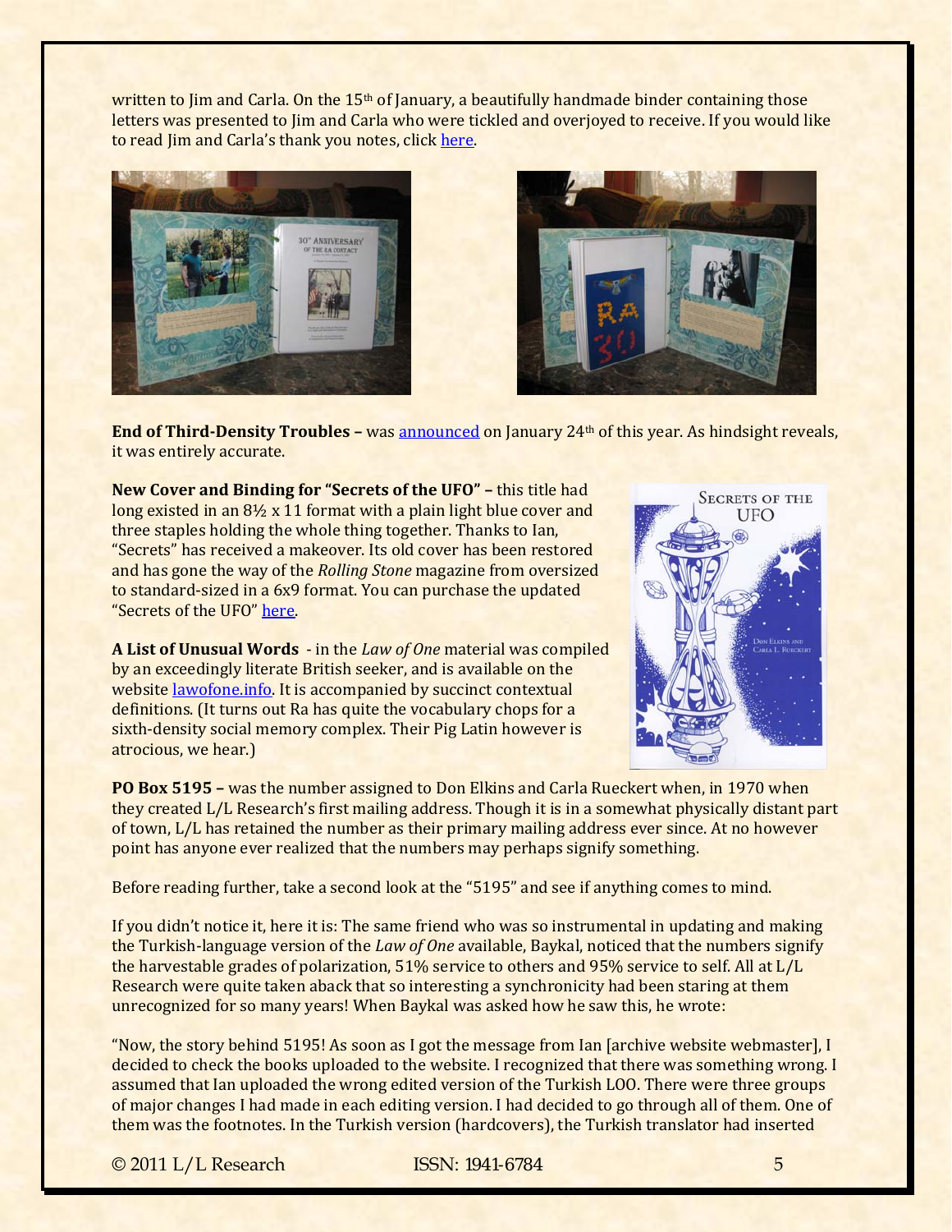written to Jim and Carla. On the 15th of January, a beautifully handmade binder containing those letters was presented to Jim and Carla who were tickled and overjoyed to receive. If you would like to read Jim and Carla's thank you notes, click here.

**End of Third-Density Troubles –** was announced on January 24th of this year. As hindsight reveals, it was entirely accurate.

**New Cover and Binding for "Secrets of the UFO" –** this title had long existed in an 8½ x 11 format with a plain light blue cover and three staples holding the whole thing together. Thanks to Ian, "Secrets" has received a makeover. Its old cover has been restored and has gone the way of the *Rolling Stone* magazine from oversized to standard-sized in a 6x9 format. You can purchase the updated "Secrets of the UFO" here.

**A List of Unusual Words** - in the *Law of One* material was compiled by an exceedingly literate British seeker, and is available on the website lawofone.info. It is accompanied by succinct contextual definitions. (It turns out Ra has quite the vocabulary chops for a sixth-density social memory complex. Their Pig Latin however is atrocious, we hear.)

**PO Box 5195 –** was the number assigned to Don Elkins and Carla Rueckert when, in 1970 when they created L/L Research's first mailing address. Though it is in a somewhat physically distant part of town, L/L has retained the number as their primary mailing address ever since. At no however point has anyone ever realized that the numbers may perhaps signify something.

Before reading further, take a second look at the "5195" and see if anything comes to mind.

If you didn't notice it, here it is: The same friend who was so instrumental in updating and making the Turkish-language version of the *Law of One* available, Baykal, noticed that the numbers signify the harvestable grades of polarization, 51% service to others and 95% service to self. All at L/L Research were quite taken aback that so interesting a synchronicity had been staring at them unrecognized for so many years! When Baykal was asked how he saw this, he wrote:

"Now, the story behind 5195! As soon as I got the message from Ian [archive website webmaster], I decided to check the books uploaded to the website. I recognized that there was something wrong. I assumed that Ian uploaded the wrong edited version of the Turkish LOO. There were three groups of major changes I had made in each editing version. I had decided to go through all of them. One of them was the footnotes. In the Turkish version (hardcovers), the Turkish translator had inserted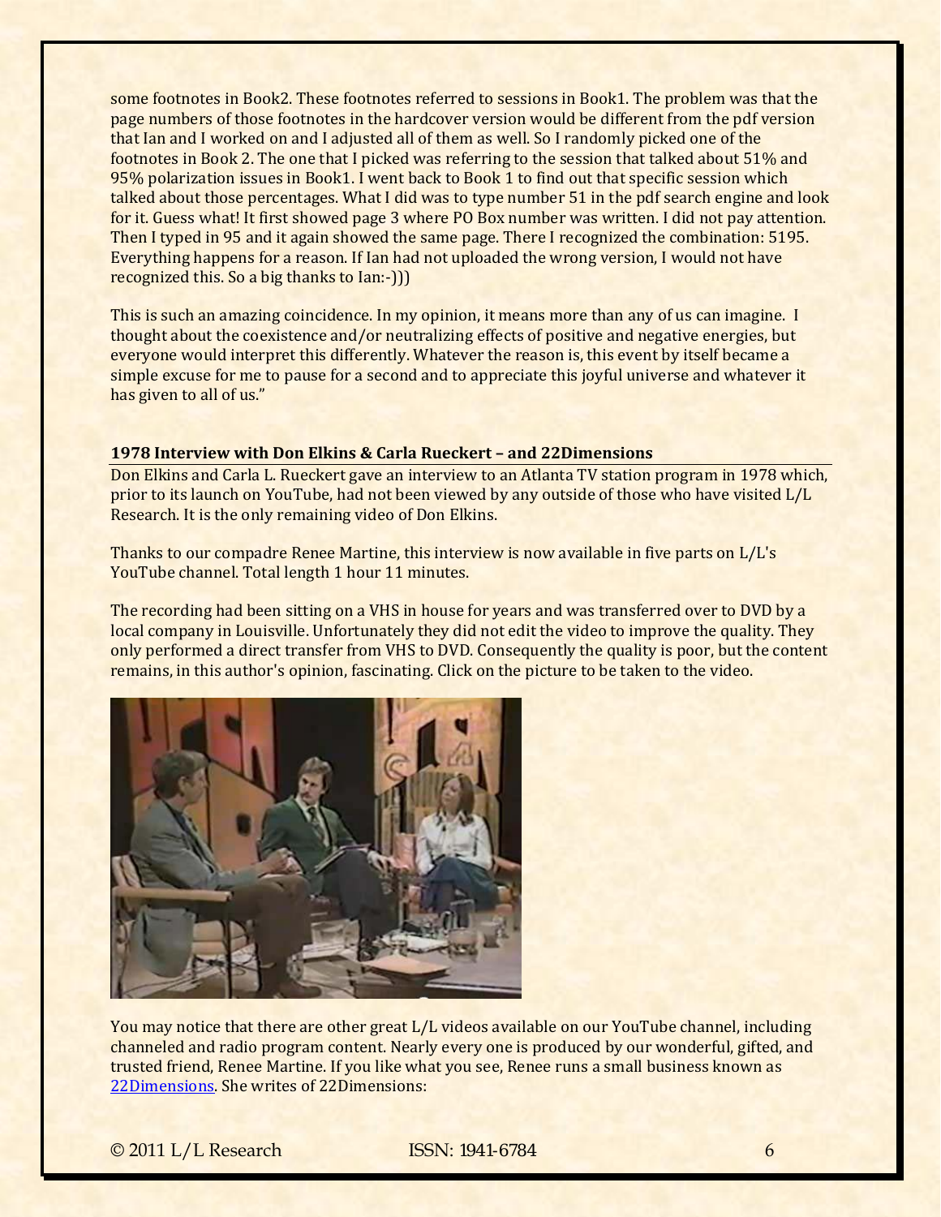some footnotes in Book2. These footnotes referred to sessions in Book1. The problem was that the page numbers of those footnotes in the hardcover version would be different from the pdf version that Ian and I worked on and I adjusted all of them as well. So I randomly picked one of the footnotes in Book 2. The one that I picked was referring to the session that talked about 51% and 95% polarization issues in Book1. I went back to Book 1 to find out that specific session which talked about those percentages. What I did was to type number 51 in the pdf search engine and look for it. Guess what! It first showed page 3 where PO Box number was written. I did not pay attention. Then I typed in 95 and it again showed the same page. There I recognized the combination: 5195. Everything happens for a reason. If Ian had not uploaded the wrong version, I would not have recognized this. So a big thanks to Ian:-)))

This is such an amazing coincidence. In my opinion, it means more than any of us can imagine. I thought about the coexistence and/or neutralizing effects of positive and negative energies, but everyone would interpret this differently. Whatever the reason is, this event by itself became a simple excuse for me to pause for a second and to appreciate this joyful universe and whatever it has given to all of us."

### 1978 Interview with Don Elkins & Carla Rueckert – and 22Dimensions

Don Elkins and Carla L. Rueckert gave an interview to an Atlanta TV station program in 1978 which, prior to its launch on YouTube, had not been viewed by any outside of those who have visited L/L Research. It is the only remaining video of Don Elkins.

Thanks to our compadre Renee Martine, this interview is now available in five parts on L/L's YouTube channel. Total length 1 hour 11 minutes.

The recording had been sitting on a VHS in house for years and was transferred over to DVD by a local company in Louisville. Unfortunately they did not edit the video to improve the quality. They only performed a direct transfer from VHS to DVD. Consequently the quality is poor, but the content remains, in this author's opinion, fascinating. Click on the picture to be taken to the video.

You may notice that there are other great L/L videos available on our YouTube channel, including channeled and radio program content. Nearly every one is produced by our wonderful, gifted, and trusted friend, Renee Martine. If you like what you see, Renee runs a small business known as [22Dimensions](). She writes of 22Dimensions: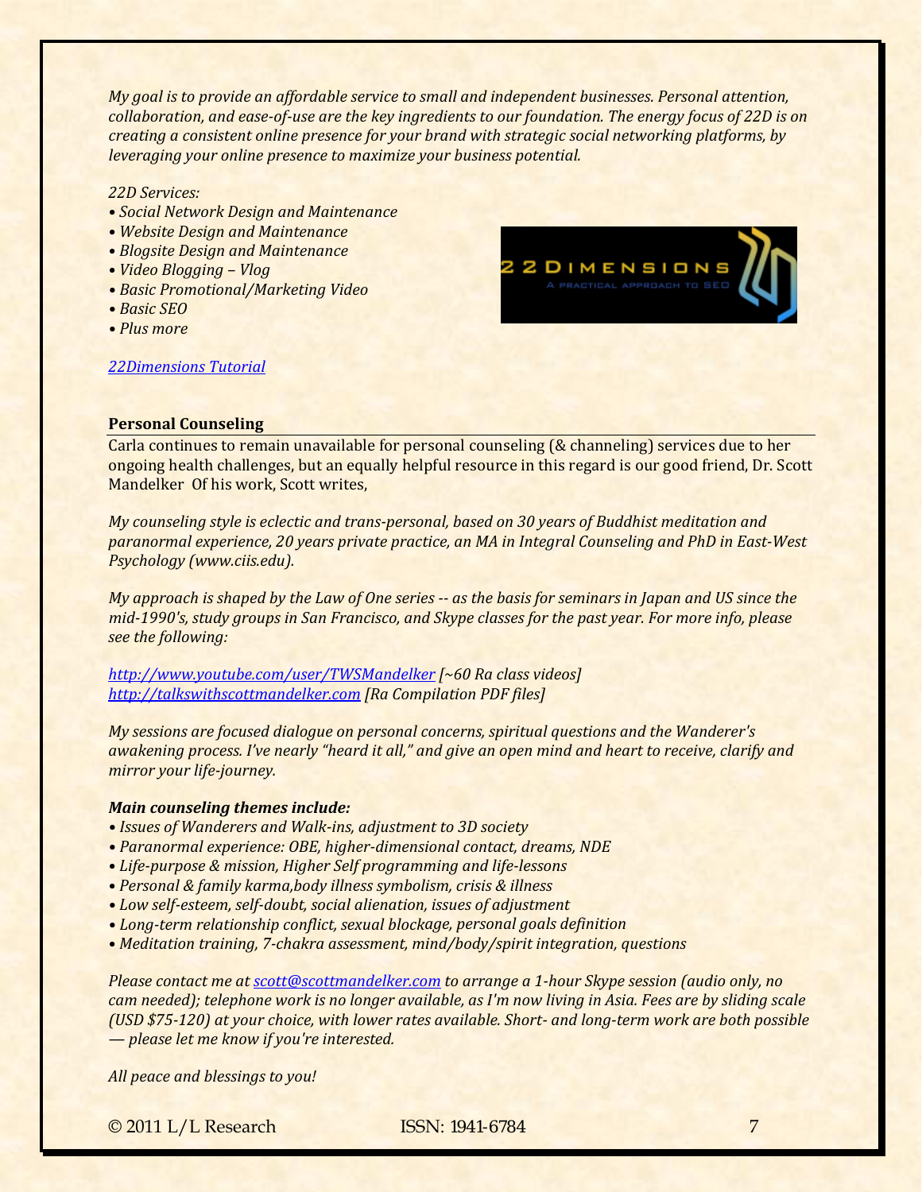*My goal is to provide an affordable service to small and independent businesses. Personal attention, collaboration, and ease-of-use are the key ingredients to our foundation. The energy focus of 22D is on creating a consistent online presence for your brand with strategic social networking platforms, by leveraging your online presence to maximize your business potential.*

*22D Services:*

- *Social Network Design and Maintenance*
- *Website Design and Maintenance*
- *Blogsite Design and Maintenance*
- *Video Blogging – Vlog*
- *Basic Promotional/Marketing Video*
- *Basic SEO*
- *Plus more*

*22Dimensions Tutorial*

**Personal Counseling**

Carla continues to remain unavailable for personal counseling (& channeling) services due to her ongoing health challenges, but an equally helpful resource in this regard is our good friend, Dr. Scott Mandelker Of his work, Scott writes,

*My counseling style is eclectic and trans-personal, based on 30 years of Buddhist meditation and paranormal experience, 20 years private practice, an MA in Integral Counseling and PhD in East-West Psychology (www.ciis.edu).*

*My approach is shaped by the Law of One series -- as the basis for seminars in Japan and US since the mid-1990's, study groups in San Francisco, and Skype classes for the past year. For more info, please see the following:*

*http://www.youtube.com/user/TWSMandelker [~60 Ra class videos]*
*http://talkswithscottmandelker.com [Ra Compilation PDF files]*

*My sessions are focused dialogue on personal concerns, spiritual questions and the Wanderer's awakening process. I've nearly "heard it all," and give an open mind and heart to receive, clarify and mirror your life-journey.*

***Main counseling themes include:***

- *Issues of Wanderers and Walk-ins, adjustment to 3D society*
- *Paranormal experience: OBE, higher-dimensional contact, dreams, NDE*
- *Life-purpose & mission, Higher Self programming and life-lessons*
- *Personal & family karma,body illness symbolism, crisis & illness*
- *Low self-esteem, self-doubt, social alienation, issues of adjustment*
- *Long-term relationship conflict, sexual blockage, personal goals definition*
- *Meditation training, 7-chakra assessment, mind/body/spirit integration, questions*

*Please contact me at scott@scottmandelker.com to arrange a 1-hour Skype session (audio only, no cam needed); telephone work is no longer available, as I'm now living in Asia. Fees are by sliding scale (USD $75-120) at your choice, with lower rates available. Short- and long-term work are both possible — please let me know if you're interested.*

*All peace and blessings to you!*

© 2011 L/L Research ISSN: 1941-6784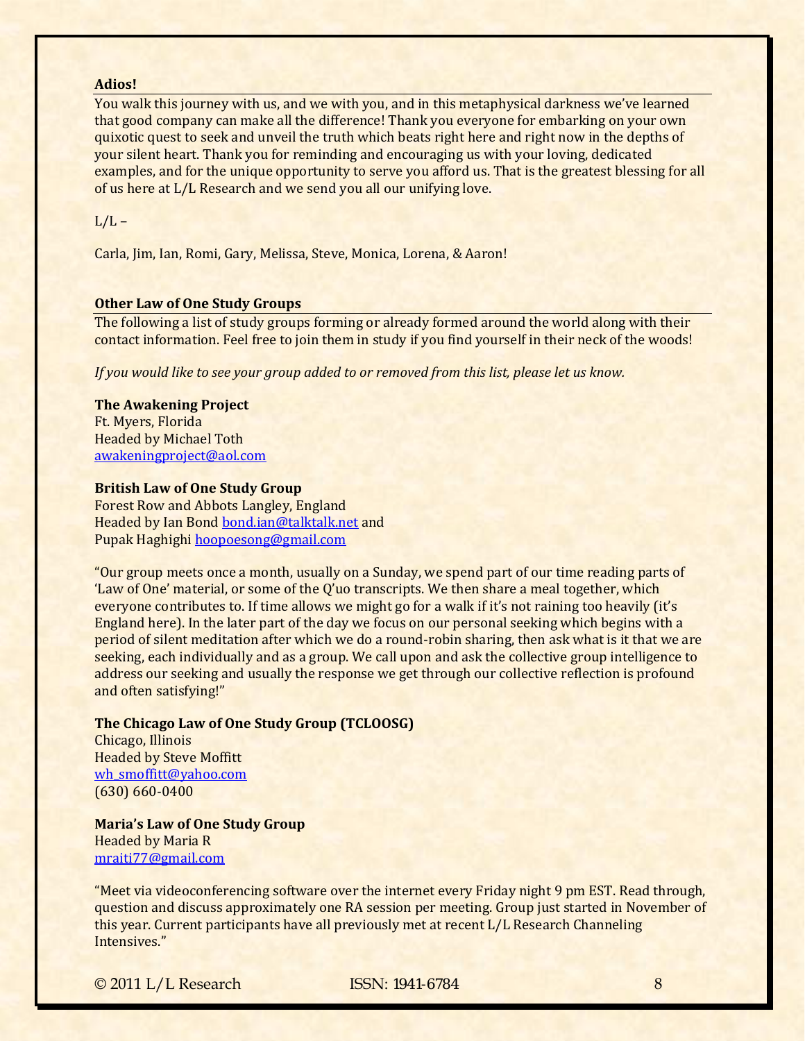## Adios!

You walk this journey with us, and we with you, and in this metaphysical darkness we've learned that good company can make all the difference! Thank you everyone for embarking on your own quixotic quest to seek and unveil the truth which beats right here and right now in the depths of your silent heart. Thank you for reminding and encouraging us with your loving, dedicated examples, and for the unique opportunity to serve you afford us. That is the greatest blessing for all of us here at L/L Research and we send you all our unifying love.

L/L –

Carla, Jim, Ian, Romi, Gary, Melissa, Steve, Monica, Lorena, & Aaron!

## Other Law of One Study Groups

The following a list of study groups forming or already formed around the world along with their contact information. Feel free to join them in study if you find yourself in their neck of the woods!

*If you would like to see your group added to or removed from this list, please let us know.*

**The Awakening Project**
Ft. Myers, Florida
Headed by Michael Toth
awakeningproject@aol.com

**British Law of One Study Group**
Forest Row and Abbots Langley, England
Headed by Ian Bond bond.ian@talktalk.net and
Pupak Haghighi hoopoesong@gmail.com

"Our group meets once a month, usually on a Sunday, we spend part of our time reading parts of 'Law of One' material, or some of the Q'uo transcripts. We then share a meal together, which everyone contributes to. If time allows we might go for a walk if it's not raining too heavily (it's England here). In the later part of the day we focus on our personal seeking which begins with a period of silent meditation after which we do a round-robin sharing, then ask what is it that we are seeking, each individually and as a group. We call upon and ask the collective group intelligence to address our seeking and usually the response we get through our collective reflection is profound and often satisfying!"

**The Chicago Law of One Study Group (TCLOOSG)**
Chicago, Illinois
Headed by Steve Moffitt
wh_smoffitt@yahoo.com
(630) 660-0400

**Maria's Law of One Study Group**
Headed by Maria R
mraiti77@gmail.com

"Meet via videoconferencing software over the internet every Friday night 9 pm EST. Read through, question and discuss approximately one RA session per meeting. Group just started in November of this year. Current participants have all previously met at recent L/L Research Channeling Intensives."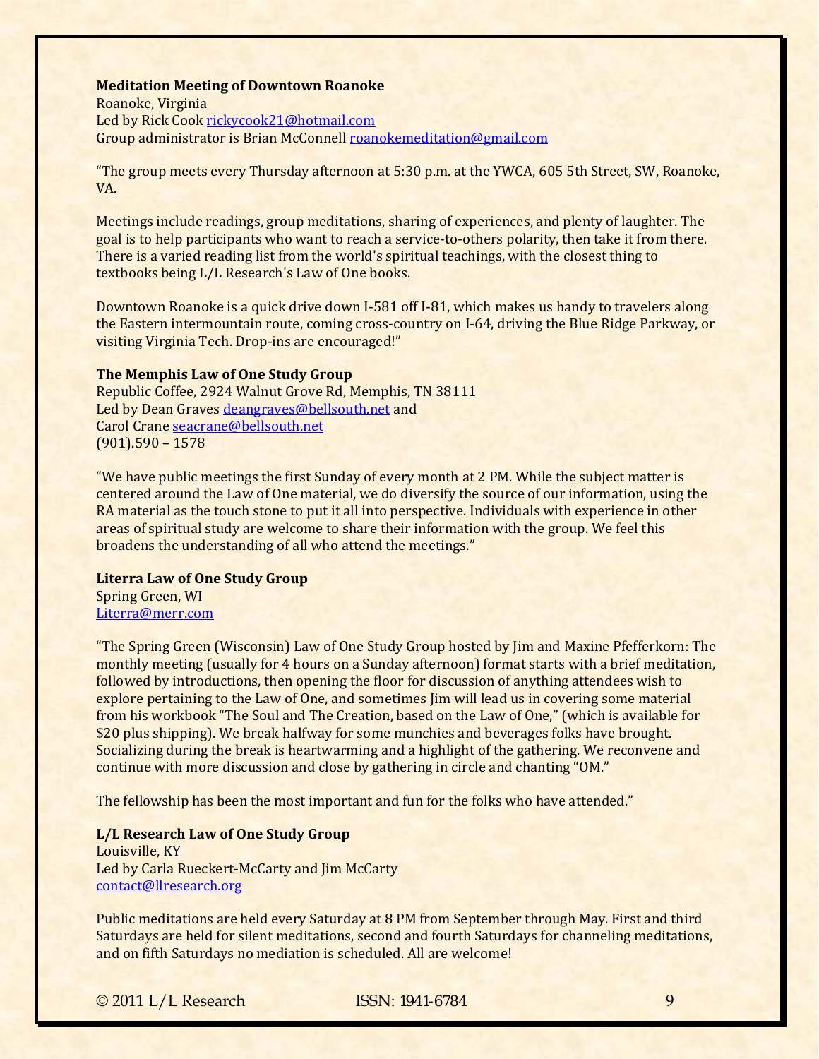**Meditation Meeting of Downtown Roanoke**
Roanoke, Virginia
Led by Rick Cook rickycook21@hotmail.com
Group administrator is Brian McConnell roanokemeditation@gmail.com

"The group meets every Thursday afternoon at 5:30 p.m. at the YWCA, 605 5th Street, SW, Roanoke, VA.

Meetings include readings, group meditations, sharing of experiences, and plenty of laughter. The goal is to help participants who want to reach a service-to-others polarity, then take it from there. There is a varied reading list from the world's spiritual teachings, with the closest thing to textbooks being L/L Research's Law of One books.

Downtown Roanoke is a quick drive down I-581 off I-81, which makes us handy to travelers along the Eastern intermountain route, coming cross-country on I-64, driving the Blue Ridge Parkway, or visiting Virginia Tech. Drop-ins are encouraged!"

**The Memphis Law of One Study Group**
Republic Coffee, 2924 Walnut Grove Rd, Memphis, TN 38111
Led by Dean Graves deangraves@bellsouth.net and
Carol Crane seacrane@bellsouth.net
(901).590 – 1578

"We have public meetings the first Sunday of every month at 2 PM. While the subject matter is centered around the Law of One material, we do diversify the source of our information, using the RA material as the touch stone to put it all into perspective. Individuals with experience in other areas of spiritual study are welcome to share their information with the group. We feel this broadens the understanding of all who attend the meetings."

**Literra Law of One Study Group**
Spring Green, WI
Literra@merr.com

"The Spring Green (Wisconsin) Law of One Study Group hosted by Jim and Maxine Pfefferkorn: The monthly meeting (usually for 4 hours on a Sunday afternoon) format starts with a brief meditation, followed by introductions, then opening the floor for discussion of anything attendees wish to explore pertaining to the Law of One, and sometimes Jim will lead us in covering some material from his workbook "The Soul and The Creation, based on the Law of One," (which is available for $20 plus shipping). We break halfway for some munchies and beverages folks have brought. Socializing during the break is heartwarming and a highlight of the gathering. We reconvene and continue with more discussion and close by gathering in circle and chanting "OM."

The fellowship has been the most important and fun for the folks who have attended."

**L/L Research Law of One Study Group**
Louisville, KY
Led by Carla Rueckert-McCarty and Jim McCarty
contact@llresearch.org

Public meditations are held every Saturday at 8 PM from September through May. First and third Saturdays are held for silent meditations, second and fourth Saturdays for channeling meditations, and on fifth Saturdays no mediation is scheduled. All are welcome!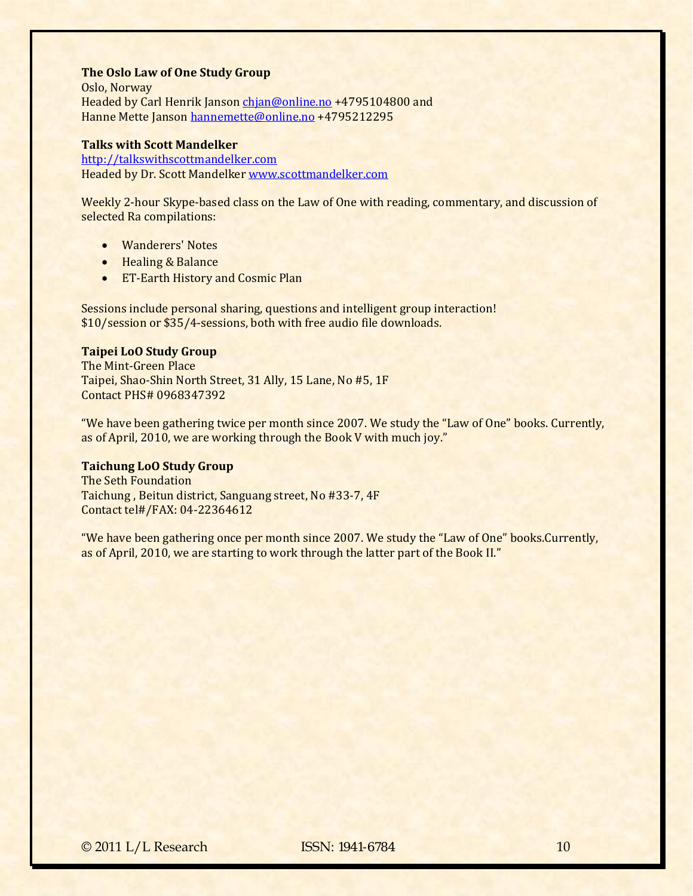**The Oslo Law of One Study Group**
Oslo, Norway
Headed by Carl Henrik Janson chjan@online.no +4795104800 and
Hanne Mette Janson hannemette@online.no +4795212295

**Talks with Scott Mandelker**
http://talkswithscottmandelker.com
Headed by Dr. Scott Mandelker www.scottmandelker.com

Weekly 2-hour Skype-based class on the Law of One with reading, commentary, and discussion of selected Ra compilations:

- Wanderers' Notes
- Healing & Balance
- ET-Earth History and Cosmic Plan

Sessions include personal sharing, questions and intelligent group interaction!
$10/session or $35/4-sessions, both with free audio file downloads.

**Taipei LoO Study Group**
The Mint-Green Place
Taipei, Shao-Shin North Street, 31 Ally, 15 Lane, No #5, 1F
Contact PHS# 0968347392

"We have been gathering twice per month since 2007. We study the "Law of One" books. Currently, as of April, 2010, we are working through the Book V with much joy."

**Taichung LoO Study Group**
The Seth Foundation
Taichung , Beitun district, Sanguang street, No #33-7, 4F
Contact tel#/FAX: 04-22364612

"We have been gathering once per month since 2007. We study the "Law of One" books.Currently, as of April, 2010, we are starting to work through the latter part of the Book II."